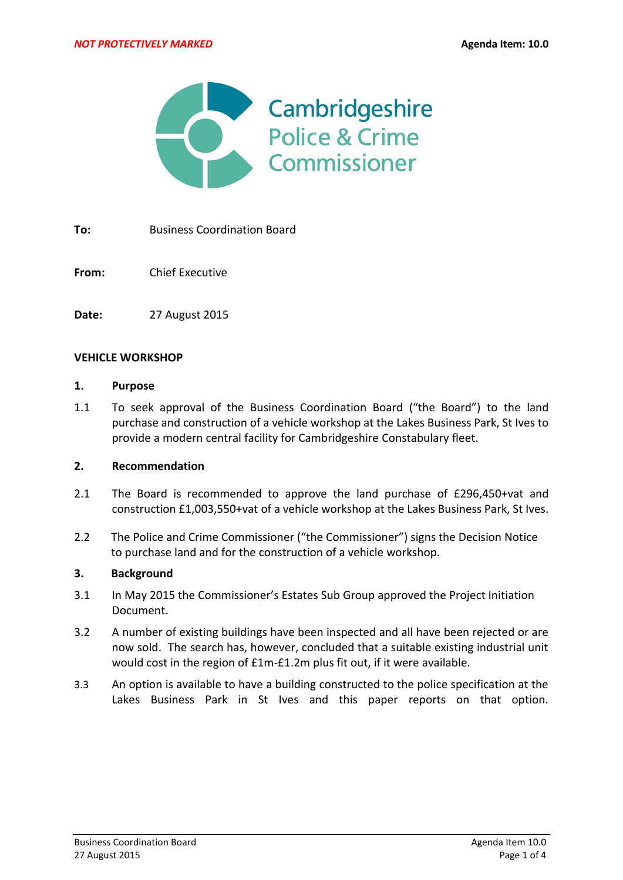*NOT PROTECTIVELY MARKED* **Agenda Item: 10.0**

Cambridgeshire
Police & Crime
Commissioner

**To:** Business Coordination Board

**From:** Chief Executive

**Date:** 27 August 2015

**VEHICLE WORKSHOP**

## 1. Purpose

1.1 To seek approval of the Business Coordination Board ("the Board") to the land purchase and construction of a vehicle workshop at the Lakes Business Park, St Ives to provide a modern central facility for Cambridgeshire Constabulary fleet.

## 2. Recommendation

2.1 The Board is recommended to approve the land purchase of £296,450+vat and construction £1,003,550+vat of a vehicle workshop at the Lakes Business Park, St Ives.

2.2 The Police and Crime Commissioner ("the Commissioner") signs the Decision Notice to purchase land and for the construction of a vehicle workshop.

## 3. Background

3.1 In May 2015 the Commissioner's Estates Sub Group approved the Project Initiation Document.

3.2 A number of existing buildings have been inspected and all have been rejected or are now sold. The search has, however, concluded that a suitable existing industrial unit would cost in the region of £1m-£1.2m plus fit out, if it were available.

3.3 An option is available to have a building constructed to the police specification at the Lakes Business Park in St Ives and this paper reports on that option.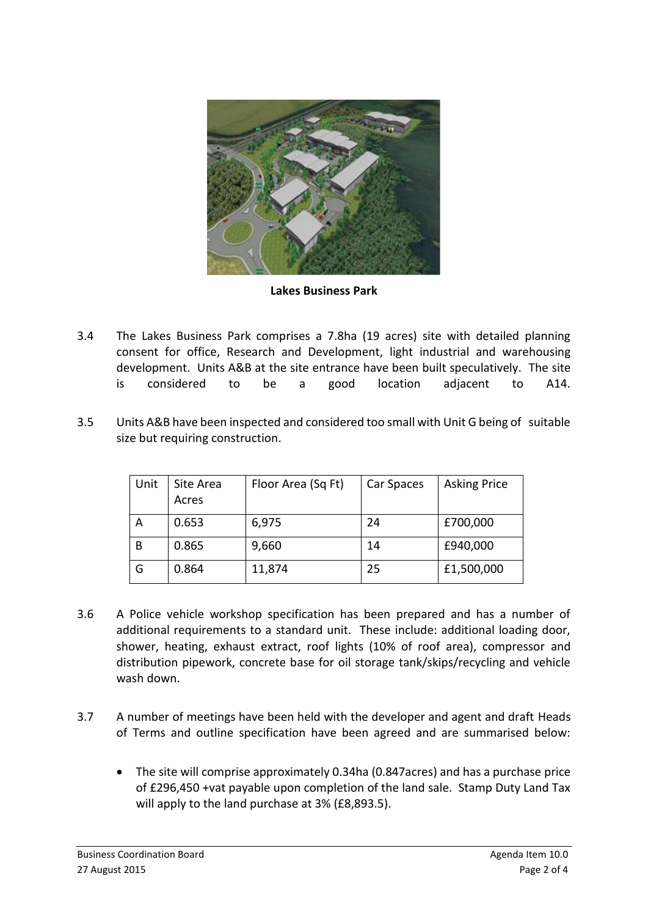**Lakes Business Park**

3.4 The Lakes Business Park comprises a 7.8ha (19 acres) site with detailed planning consent for office, Research and Development, light industrial and warehousing development. Units A&B at the site entrance have been built speculatively. The site is considered to be a good location adjacent to A14.

3.5 Units A&B have been inspected and considered too small with Unit G being of suitable size but requiring construction.

| Unit | Site Area Acres | Floor Area (Sq Ft) | Car Spaces | Asking Price |
|---|---|---|---|---|
| A | 0.653 | 6,975 | 24 | £700,000 |
| B | 0.865 | 9,660 | 14 | £940,000 |
| G | 0.864 | 11,874 | 25 | £1,500,000 |

3.6 A Police vehicle workshop specification has been prepared and has a number of additional requirements to a standard unit. These include: additional loading door, shower, heating, exhaust extract, roof lights (10% of roof area), compressor and distribution pipework, concrete base for oil storage tank/skips/recycling and vehicle wash down.

3.7 A number of meetings have been held with the developer and agent and draft Heads of Terms and outline specification have been agreed and are summarised below:

- The site will comprise approximately 0.34ha (0.847acres) and has a purchase price of £296,450 +vat payable upon completion of the land sale. Stamp Duty Land Tax will apply to the land purchase at 3% (£8,893.5).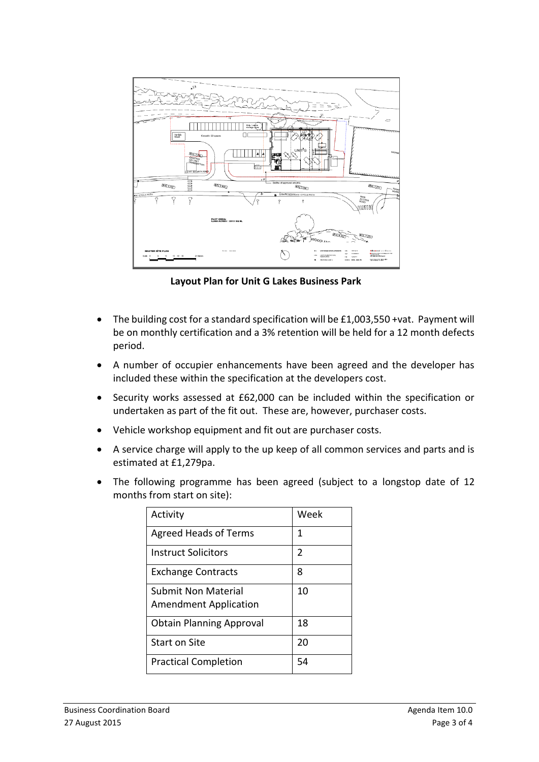**Layout Plan for Unit G Lakes Business Park**

- The building cost for a standard specification will be £1,003,550 +vat. Payment will be on monthly certification and a 3% retention will be held for a 12 month defects period.
- A number of occupier enhancements have been agreed and the developer has included these within the specification at the developers cost.
- Security works assessed at £62,000 can be included within the specification or undertaken as part of the fit out. These are, however, purchaser costs.
- Vehicle workshop equipment and fit out are purchaser costs.
- A service charge will apply to the up keep of all common services and parts and is estimated at £1,279pa.
- The following programme has been agreed (subject to a longstop date of 12 months from start on site):

| Activity | Week |
|---|---|
| Agreed Heads of Terms | 1 |
| Instruct Solicitors | 2 |
| Exchange Contracts | 8 |
| Submit Non Material Amendment Application | 10 |
| Obtain Planning Approval | 18 |
| Start on Site | 20 |
| Practical Completion | 54 |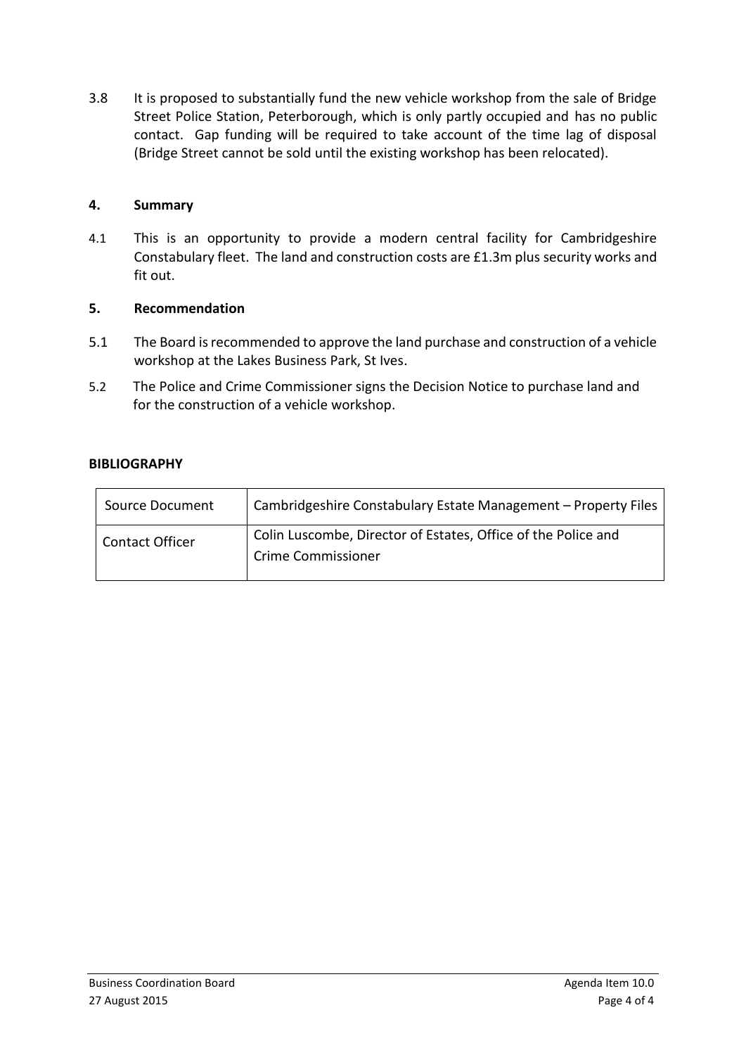3.8 It is proposed to substantially fund the new vehicle workshop from the sale of Bridge Street Police Station, Peterborough, which is only partly occupied and has no public contact. Gap funding will be required to take account of the time lag of disposal (Bridge Street cannot be sold until the existing workshop has been relocated).

## 4. Summary

4.1 This is an opportunity to provide a modern central facility for Cambridgeshire Constabulary fleet. The land and construction costs are £1.3m plus security works and fit out.

## 5. Recommendation

5.1 The Board is recommended to approve the land purchase and construction of a vehicle workshop at the Lakes Business Park, St Ives.

5.2 The Police and Crime Commissioner signs the Decision Notice to purchase land and for the construction of a vehicle workshop.

**BIBLIOGRAPHY**

| | |
|---|---|
| Source Document | Cambridgeshire Constabulary Estate Management – Property Files |
| Contact Officer | Colin Luscombe, Director of Estates, Office of the Police and Crime Commissioner |